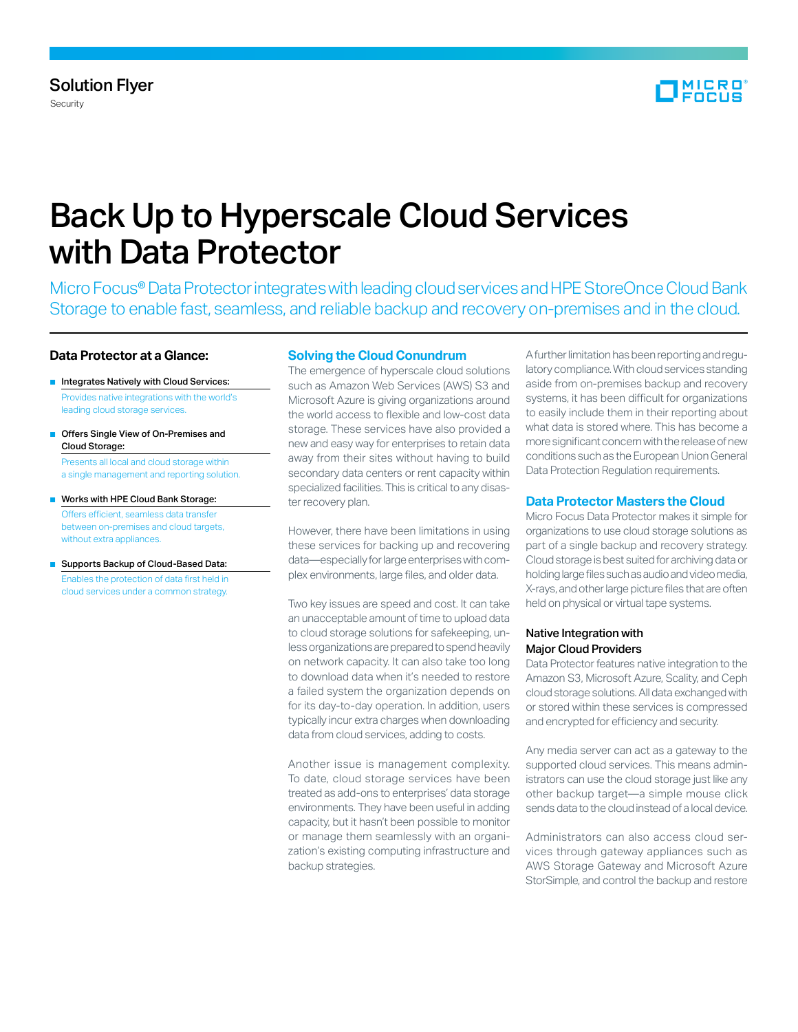Solution Flyer

Security

# Back Up to Hyperscale Cloud Services with Data Protector

Micro Focus® Data Protector integrates with leading cloud services and HPE StoreOnce Cloud Bank Storage to enable fast, seamless, and reliable backup and recovery on-premises and in the cloud.

### Data Protector at a Glance:

- **Integrates Natively with Cloud Services:**
  Provides native integrations with the world's leading cloud storage services.
- **Offers Single View of On-Premises and Cloud Storage:**
  Presents all local and cloud storage within a single management and reporting solution.
- **Works with HPE Cloud Bank Storage:**
  Offers efficient, seamless data transfer between on-premises and cloud targets, without extra appliances.
- **Supports Backup of Cloud-Based Data:**
  Enables the protection of data first held in cloud services under a common strategy.

## Solving the Cloud Conundrum

The emergence of hyperscale cloud solutions such as Amazon Web Services (AWS) S3 and Microsoft Azure is giving organizations around the world access to flexible and low-cost data storage. These services have also provided a new and easy way for enterprises to retain data away from their sites without having to build secondary data centers or rent capacity within specialized facilities. This is critical to any disaster recovery plan.

However, there have been limitations in using these services for backing up and recovering data—especially for large enterprises with complex environments, large files, and older data.

Two key issues are speed and cost. It can take an unacceptable amount of time to upload data to cloud storage solutions for safekeeping, unless organizations are prepared to spend heavily on network capacity. It can also take too long to download data when it's needed to restore a failed system the organization depends on for its day-to-day operation. In addition, users typically incur extra charges when downloading data from cloud services, adding to costs.

Another issue is management complexity. To date, cloud storage services have been treated as add-ons to enterprises' data storage environments. They have been useful in adding capacity, but it hasn't been possible to monitor or manage them seamlessly with an organization's existing computing infrastructure and backup strategies.

A further limitation has been reporting and regulatory compliance. With cloud services standing aside from on-premises backup and recovery systems, it has been difficult for organizations to easily include them in their reporting about what data is stored where. This has become a more significant concern with the release of new conditions such as the European Union General Data Protection Regulation requirements.

## Data Protector Masters the Cloud

Micro Focus Data Protector makes it simple for organizations to use cloud storage solutions as part of a single backup and recovery strategy. Cloud storage is best suited for archiving data or holding large files such as audio and video media, X-rays, and other large picture files that are often held on physical or virtual tape systems.

### Native Integration with Major Cloud Providers

Data Protector features native integration to the Amazon S3, Microsoft Azure, Scality, and Ceph cloud storage solutions. All data exchanged with or stored within these services is compressed and encrypted for efficiency and security.

Any media server can act as a gateway to the supported cloud services. This means administrators can use the cloud storage just like any other backup target—a simple mouse click sends data to the cloud instead of a local device.

Administrators can also access cloud services through gateway appliances such as AWS Storage Gateway and Microsoft Azure StorSimple, and control the backup and restore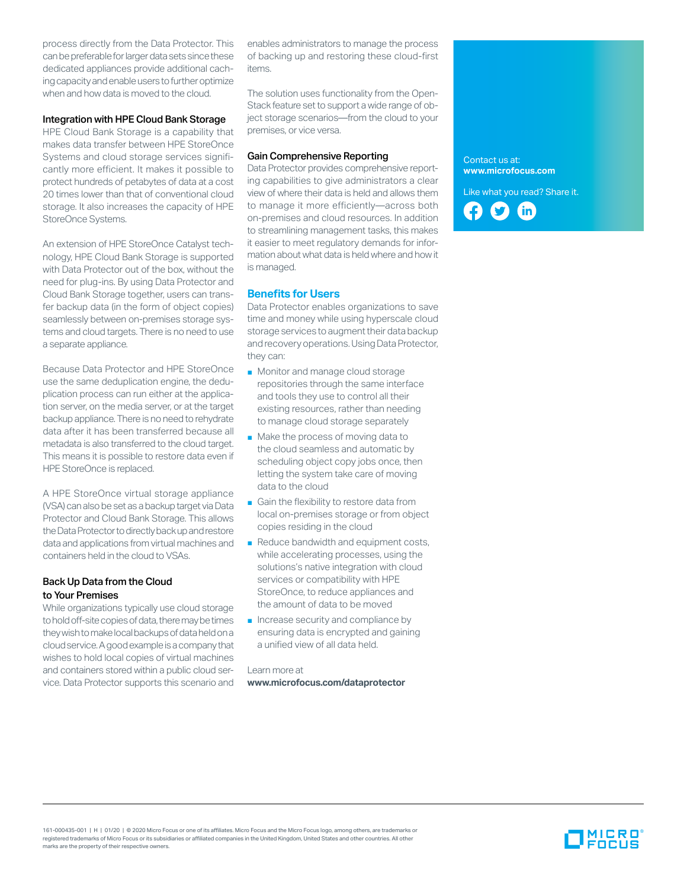process directly from the Data Protector. This can be preferable for larger data sets since these dedicated appliances provide additional caching capacity and enable users to further optimize when and how data is moved to the cloud.

### Integration with HPE Cloud Bank Storage

HPE Cloud Bank Storage is a capability that makes data transfer between HPE StoreOnce Systems and cloud storage services significantly more efficient. It makes it possible to protect hundreds of petabytes of data at a cost 20 times lower than that of conventional cloud storage. It also increases the capacity of HPE StoreOnce Systems.

An extension of HPE StoreOnce Catalyst technology, HPE Cloud Bank Storage is supported with Data Protector out of the box, without the need for plug-ins. By using Data Protector and Cloud Bank Storage together, users can transfer backup data (in the form of object copies) seamlessly between on-premises storage systems and cloud targets. There is no need to use a separate appliance.

Because Data Protector and HPE StoreOnce use the same deduplication engine, the deduplication process can run either at the application server, on the media server, or at the target backup appliance. There is no need to rehydrate data after it has been transferred because all metadata is also transferred to the cloud target. This means it is possible to restore data even if HPE StoreOnce is replaced.

A HPE StoreOnce virtual storage appliance (VSA) can also be set as a backup target via Data Protector and Cloud Bank Storage. This allows the Data Protector to directly back up and restore data and applications from virtual machines and containers held in the cloud to VSAs.

### Back Up Data from the Cloud to Your Premises

While organizations typically use cloud storage to hold off-site copies of data, there may be times they wish to make local backups of data held on a cloud service. A good example is a company that wishes to hold local copies of virtual machines and containers stored within a public cloud service. Data Protector supports this scenario and enables administrators to manage the process of backing up and restoring these cloud-first items.

The solution uses functionality from the OpenStack feature set to support a wide range of object storage scenarios—from the cloud to your premises, or vice versa.

### Gain Comprehensive Reporting

Data Protector provides comprehensive reporting capabilities to give administrators a clear view of where their data is held and allows them to manage it more efficiently—across both on-premises and cloud resources. In addition to streamlining management tasks, this makes it easier to meet regulatory demands for information about what data is held where and how it is managed.

## Benefits for Users

Data Protector enables organizations to save time and money while using hyperscale cloud storage services to augment their data backup and recovery operations. Using Data Protector, they can:

- Monitor and manage cloud storage repositories through the same interface and tools they use to control all their existing resources, rather than needing to manage cloud storage separately
- Make the process of moving data to the cloud seamless and automatic by scheduling object copy jobs once, then letting the system take care of moving data to the cloud
- Gain the flexibility to restore data from local on-premises storage or from object copies residing in the cloud
- Reduce bandwidth and equipment costs, while accelerating processes, using the solutions's native integration with cloud services or compatibility with HPE StoreOnce, to reduce appliances and the amount of data to be moved
- Increase security and compliance by ensuring data is encrypted and gaining a unified view of all data held.

Learn more at
**www.microfocus.com/dataprotector**

Contact us at:
**www.microfocus.com**

Like what you read? Share it.

161-000435-001 | H | 01/20 | © 2020 Micro Focus or one of its affiliates. Micro Focus and the Micro Focus logo, among others, are trademarks or registered trademarks of Micro Focus or its subsidiaries or affiliated companies in the United Kingdom, United States and other countries. All other marks are the property of their respective owners.